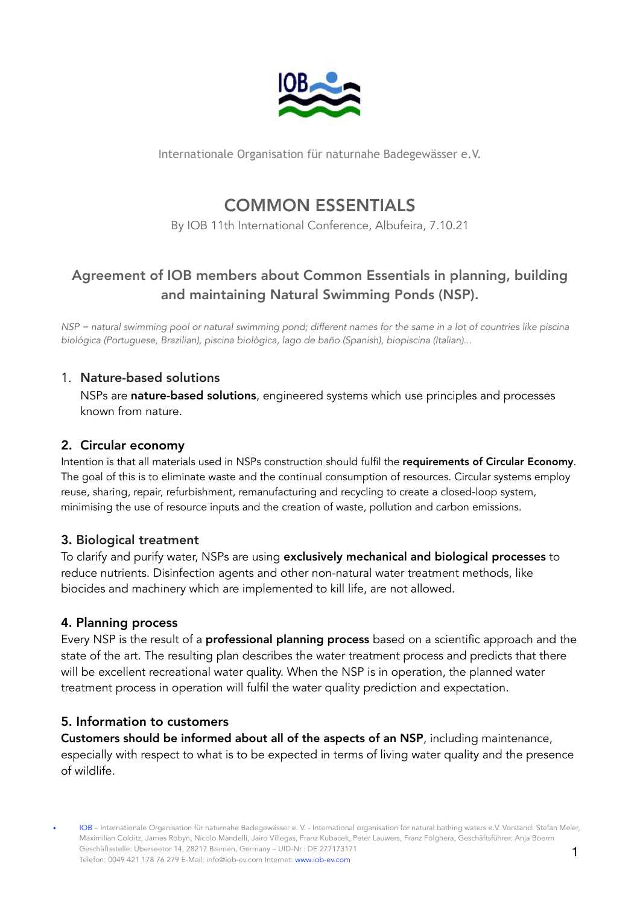Internationale Organisation für naturnahe Badegewässer e.V.

# COMMON ESSENTIALS

By IOB 11th International Conference, Albufeira, 7.10.21

## Agreement of IOB members about Common Essentials in planning, building and maintaining Natural Swimming Ponds (NSP).

*NSP = natural swimming pool or natural swimming pond; different names for the same in a lot of countries like piscina biológica (Portuguese, Brazilian), piscina biològica, lago de baño (Spanish), biopiscina (Italian)...*

### 1. Nature-based solutions

NSPs are **nature-based solutions**, engineered systems which use principles and processes known from nature.

### 2. Circular economy

Intention is that all materials used in NSPs construction should fulfil the **requirements of Circular Economy**. The goal of this is to eliminate waste and the continual consumption of resources. Circular systems employ reuse, sharing, repair, refurbishment, remanufacturing and recycling to create a closed-loop system, minimising the use of resource inputs and the creation of waste, pollution and carbon emissions.

### 3. Biological treatment

To clarify and purify water, NSPs are using **exclusively mechanical and biological processes** to reduce nutrients. Disinfection agents and other non-natural water treatment methods, like biocides and machinery which are implemented to kill life, are not allowed.

### 4. Planning process

Every NSP is the result of a **professional planning process** based on a scientific approach and the state of the art. The resulting plan describes the water treatment process and predicts that there will be excellent recreational water quality. When the NSP is in operation, the planned water treatment process in operation will fulfil the water quality prediction and expectation.

### 5. Information to customers

**Customers should be informed about all of the aspects of an NSP**, including maintenance, especially with respect to what is to be expected in terms of living water quality and the presence of wildlife.

- IOB – Internationale Organisation für naturnahe Badegewässer e. V. - International organisation for natural bathing waters e.V. Vorstand: Stefan Meier, Maximilian Colditz, James Robyn, Nicolo Mandelli, Jairo Villegas, Franz Kubacek, Peter Lauwers, Franz Folghera, Geschäftsführer: Anja Boerm Geschäftsstelle: Überseetor 14, 28217 Bremen, Germany – UID-Nr.: DE 277173171 Telefon: 0049 421 178 76 279 E-Mail: info@iob-ev.com Internet: www.iob-ev.com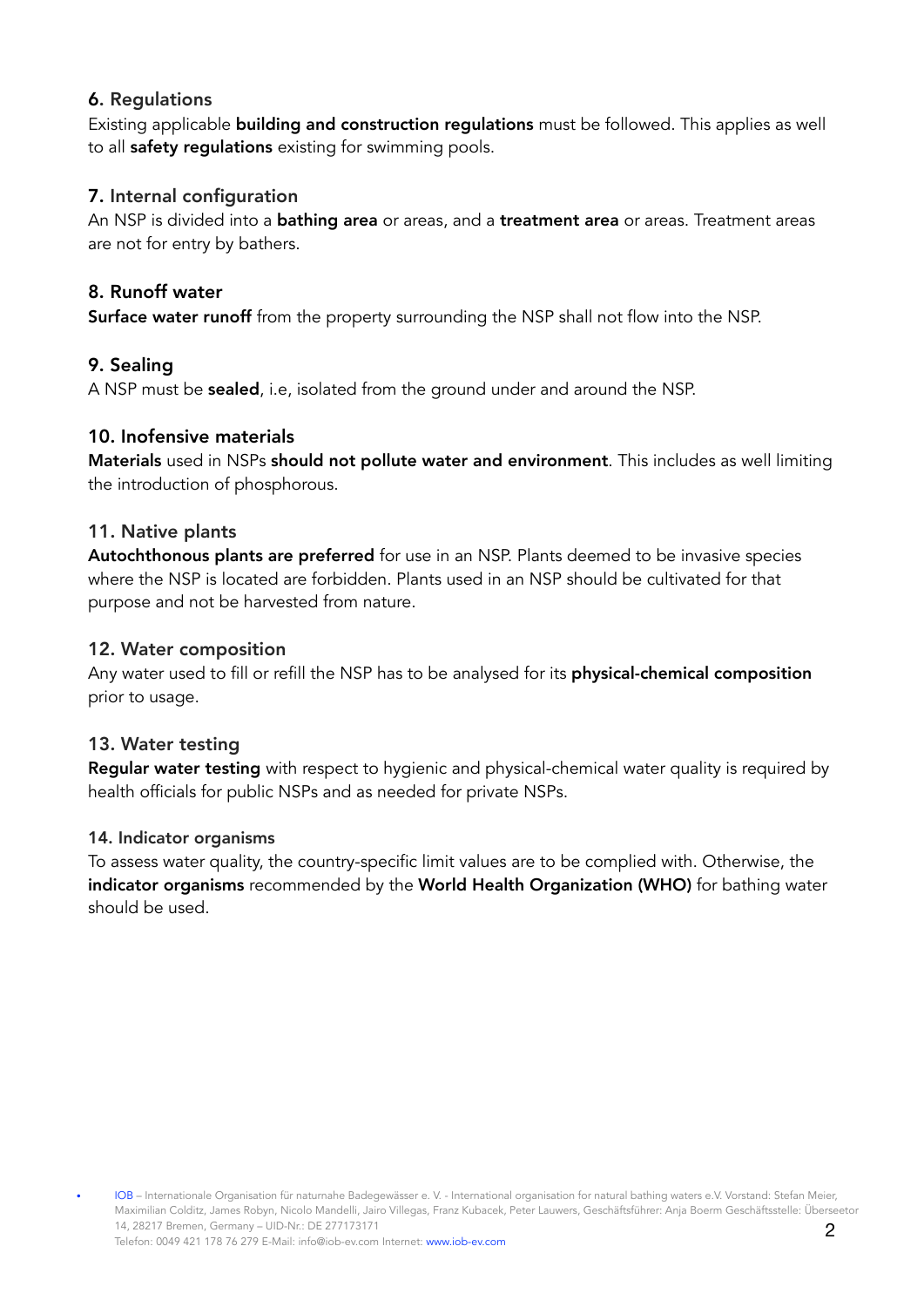### 6. Regulations

Existing applicable **building and construction regulations** must be followed. This applies as well to all **safety regulations** existing for swimming pools.

### 7. Internal configuration

An NSP is divided into a **bathing area** or areas, and a **treatment area** or areas. Treatment areas are not for entry by bathers.

### 8. Runoff water

**Surface water runoff** from the property surrounding the NSP shall not flow into the NSP.

### 9. Sealing

A NSP must be **sealed**, i.e, isolated from the ground under and around the NSP.

### 10. Inofensive materials

**Materials** used in NSPs **should not pollute water and environment**. This includes as well limiting the introduction of phosphorous.

### 11. Native plants

**Autochthonous plants are preferred** for use in an NSP. Plants deemed to be invasive species where the NSP is located are forbidden. Plants used in an NSP should be cultivated for that purpose and not be harvested from nature.

### 12. Water composition

Any water used to fill or refill the NSP has to be analysed for its **physical-chemical composition** prior to usage.

### 13. Water testing

**Regular water testing** with respect to hygienic and physical-chemical water quality is required by health officials for public NSPs and as needed for private NSPs.

### 14. Indicator organisms

To assess water quality, the country-specific limit values are to be complied with. Otherwise, the **indicator organisms** recommended by the **World Health Organization (WHO)** for bathing water should be used.